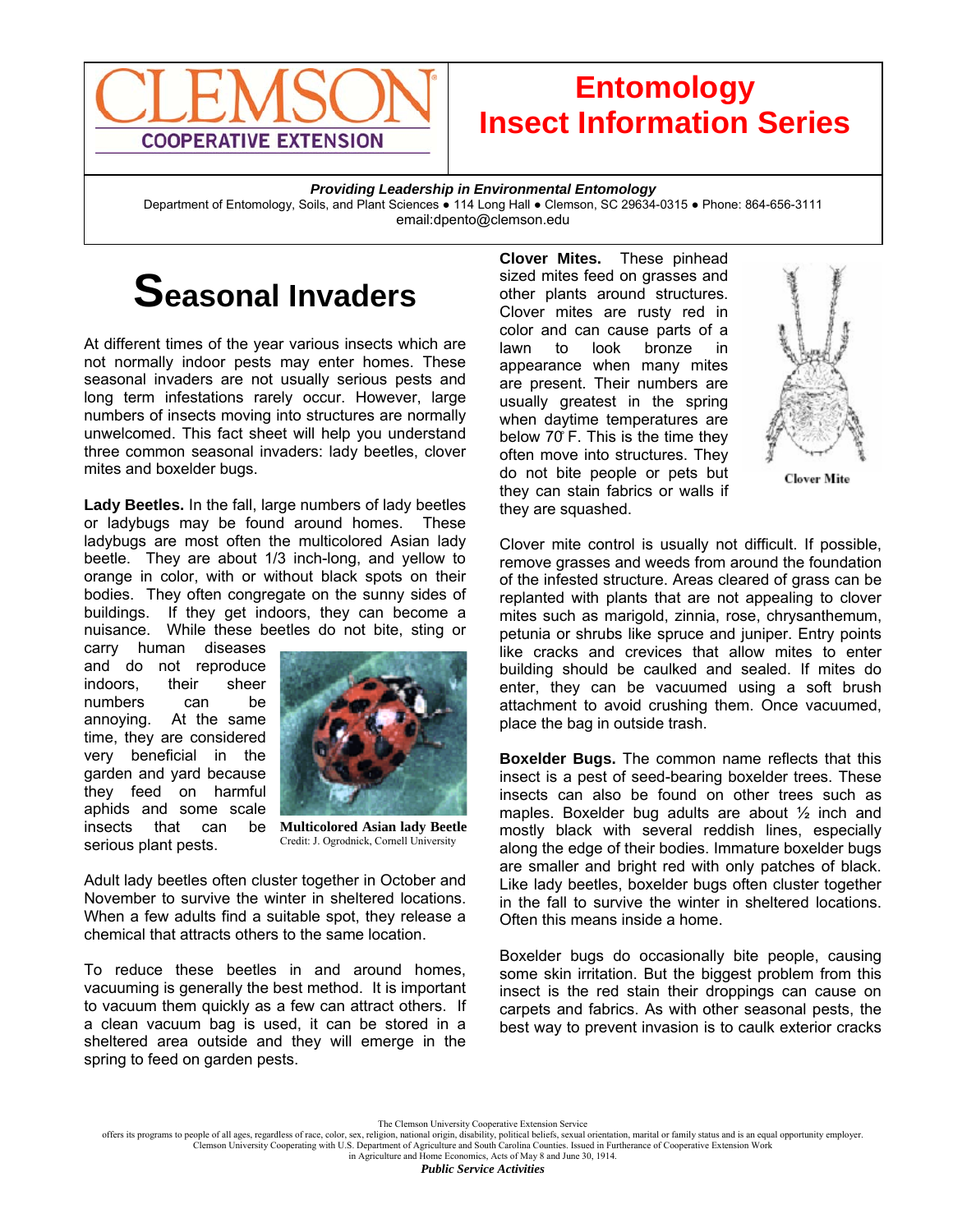# Entomology Insect Information Series

***Providing Leadership in Environmental Entomology***

Department of Entomology, Soils, and Plant Sciences ● 114 Long Hall ● Clemson, SC 29634-0315 ● Phone: 864-656-3111
email:dpento@clemson.edu

## Seasonal Invaders

At different times of the year various insects which are not normally indoor pests may enter homes. These seasonal invaders are not usually serious pests and long term infestations rarely occur. However, large numbers of insects moving into structures are normally unwelcomed. This fact sheet will help you understand three common seasonal invaders: lady beetles, clover mites and boxelder bugs.

**Lady Beetles.** In the fall, large numbers of lady beetles or ladybugs may be found around homes. These ladybugs are most often the multicolored Asian lady beetle. They are about 1/3 inch-long, and yellow to orange in color, with or without black spots on their bodies. They often congregate on the sunny sides of buildings. If they get indoors, they can become a nuisance. While these beetles do not bite, sting or carry human diseases and do not reproduce indoors, their sheer numbers can be annoying. At the same time, they are considered very beneficial in the garden and yard because they feed on harmful aphids and some scale insects that can be serious plant pests.

**Multicolored Asian lady Beetle**
Credit: J. Ogrodnick, Cornell University

Adult lady beetles often cluster together in October and November to survive the winter in sheltered locations. When a few adults find a suitable spot, they release a chemical that attracts others to the same location.

To reduce these beetles in and around homes, vacuuming is generally the best method. It is important to vacuum them quickly as a few can attract others. If a clean vacuum bag is used, it can be stored in a sheltered area outside and they will emerge in the spring to feed on garden pests.

**Clover Mites.** These pinhead sized mites feed on grasses and other plants around structures. Clover mites are rusty red in color and can cause parts of a lawn to look bronze in appearance when many mites are present. Their numbers are usually greatest in the spring when daytime temperatures are below 70°F. This is the time they often move into structures. They do not bite people or pets but they can stain fabrics or walls if they are squashed.

Clover Mite

Clover mite control is usually not difficult. If possible, remove grasses and weeds from around the foundation of the infested structure. Areas cleared of grass can be replanted with plants that are not appealing to clover mites such as marigold, zinnia, rose, chrysanthemum, petunia or shrubs like spruce and juniper. Entry points like cracks and crevices that allow mites to enter building should be caulked and sealed. If mites do enter, they can be vacuumed using a soft brush attachment to avoid crushing them. Once vacuumed, place the bag in outside trash.

**Boxelder Bugs.** The common name reflects that this insect is a pest of seed-bearing boxelder trees. These insects can also be found on other trees such as maples. Boxelder bug adults are about ½ inch and mostly black with several reddish lines, especially along the edge of their bodies. Immature boxelder bugs are smaller and bright red with only patches of black. Like lady beetles, boxelder bugs often cluster together in the fall to survive the winter in sheltered locations. Often this means inside a home.

Boxelder bugs do occasionally bite people, causing some skin irritation. But the biggest problem from this insect is the red stain their droppings can cause on carpets and fabrics. As with other seasonal pests, the best way to prevent invasion is to caulk exterior cracks

The Clemson University Cooperative Extension Service offers its programs to people of all ages, regardless of race, color, sex, religion, national origin, disability, political beliefs, sexual orientation, marital or family status and is an equal opportunity employer. Clemson University Cooperating with U.S. Department of Agriculture and South Carolina Counties. Issued in Furtherance of Cooperative Extension Work in Agriculture and Home Economics, Acts of May 8 and June 30, 1914.

***Public Service Activities***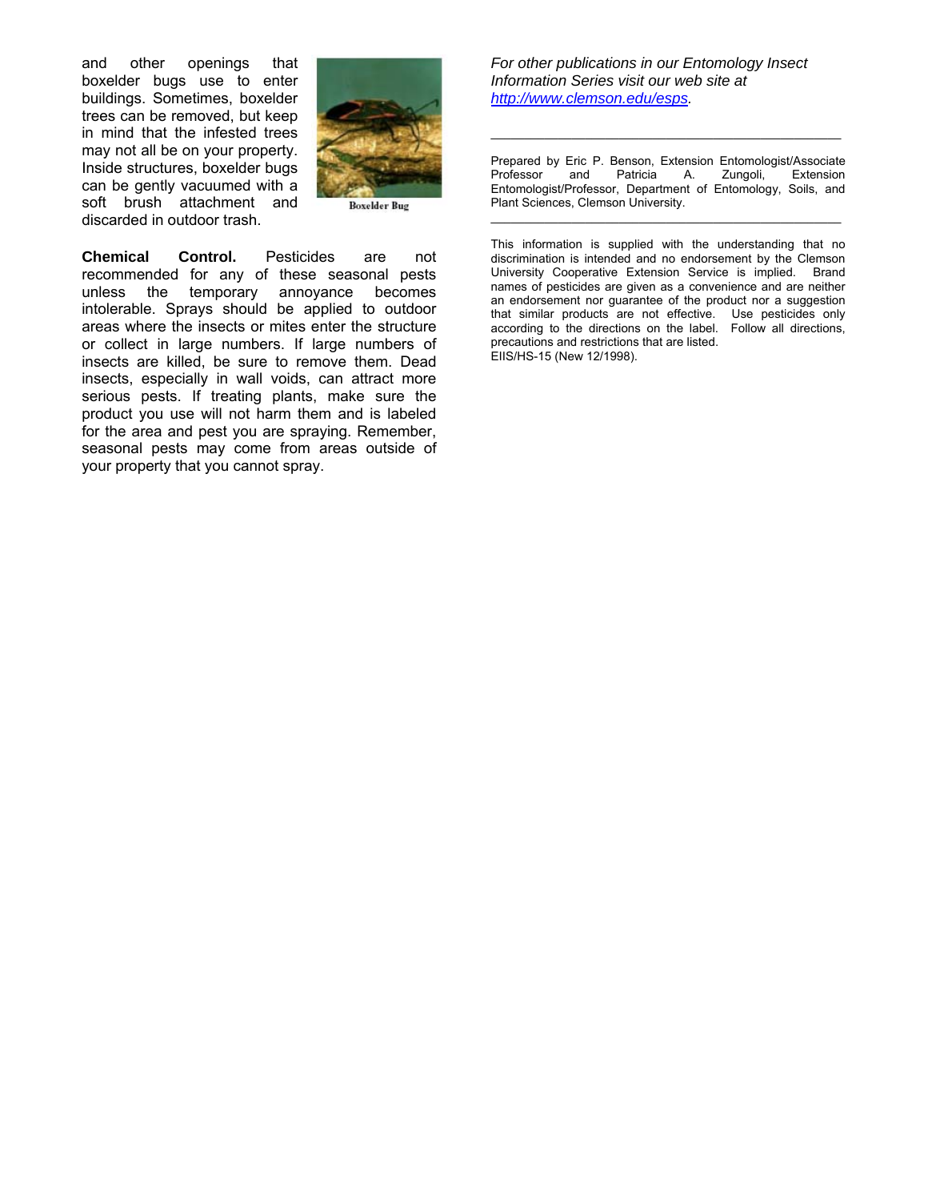and other openings that boxelder bugs use to enter buildings. Sometimes, boxelder trees can be removed, but keep in mind that the infested trees may not all be on your property. Inside structures, boxelder bugs can be gently vacuumed with a soft brush attachment and discarded in outdoor trash.

Boxelder Bug

**Chemical Control.** Pesticides are not recommended for any of these seasonal pests unless the temporary annoyance becomes intolerable. Sprays should be applied to outdoor areas where the insects or mites enter the structure or collect in large numbers. If large numbers of insects are killed, be sure to remove them. Dead insects, especially in wall voids, can attract more serious pests. If treating plants, make sure the product you use will not harm them and is labeled for the area and pest you are spraying. Remember, seasonal pests may come from areas outside of your property that you cannot spray.

*For other publications in our Entomology Insect Information Series visit our web site at [http://www.clemson.edu/esps](http://www.clemson.edu/esps).*

---

Prepared by Eric P. Benson, Extension Entomologist/Associate Professor and Patricia A. Zungoli, Extension Entomologist/Professor, Department of Entomology, Soils, and Plant Sciences, Clemson University.

---

This information is supplied with the understanding that no discrimination is intended and no endorsement by the Clemson University Cooperative Extension Service is implied. Brand names of pesticides are given as a convenience and are neither an endorsement nor guarantee of the product nor a suggestion that similar products are not effective. Use pesticides only according to the directions on the label. Follow all directions, precautions and restrictions that are listed.
EIIS/HS-15 (New 12/1998).